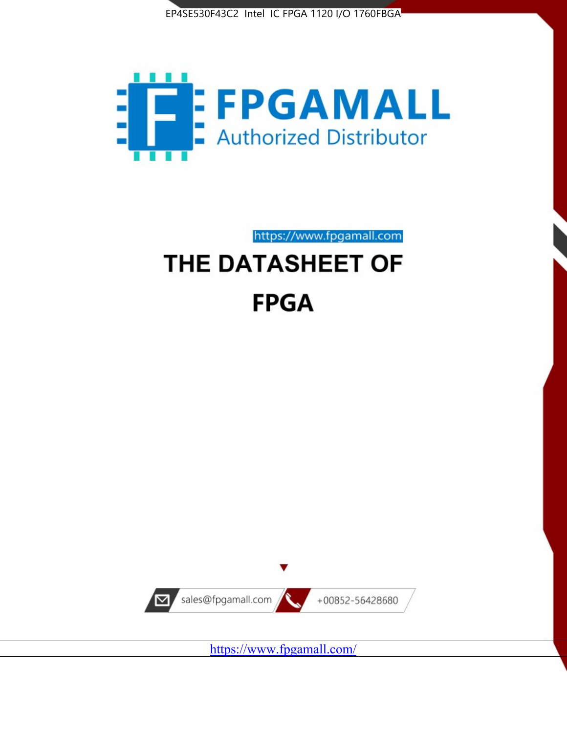EP4SE530F43C2 Intel IC FPGA 1120 I/O 1760FBGA

# FPGAMALL

Authorized Distributor

https://www.fpgamall.com

# THE DATASHEET OF

# FPGA

sales@fpgamall.com

+00852-56428680

https://www.fpgamall.com/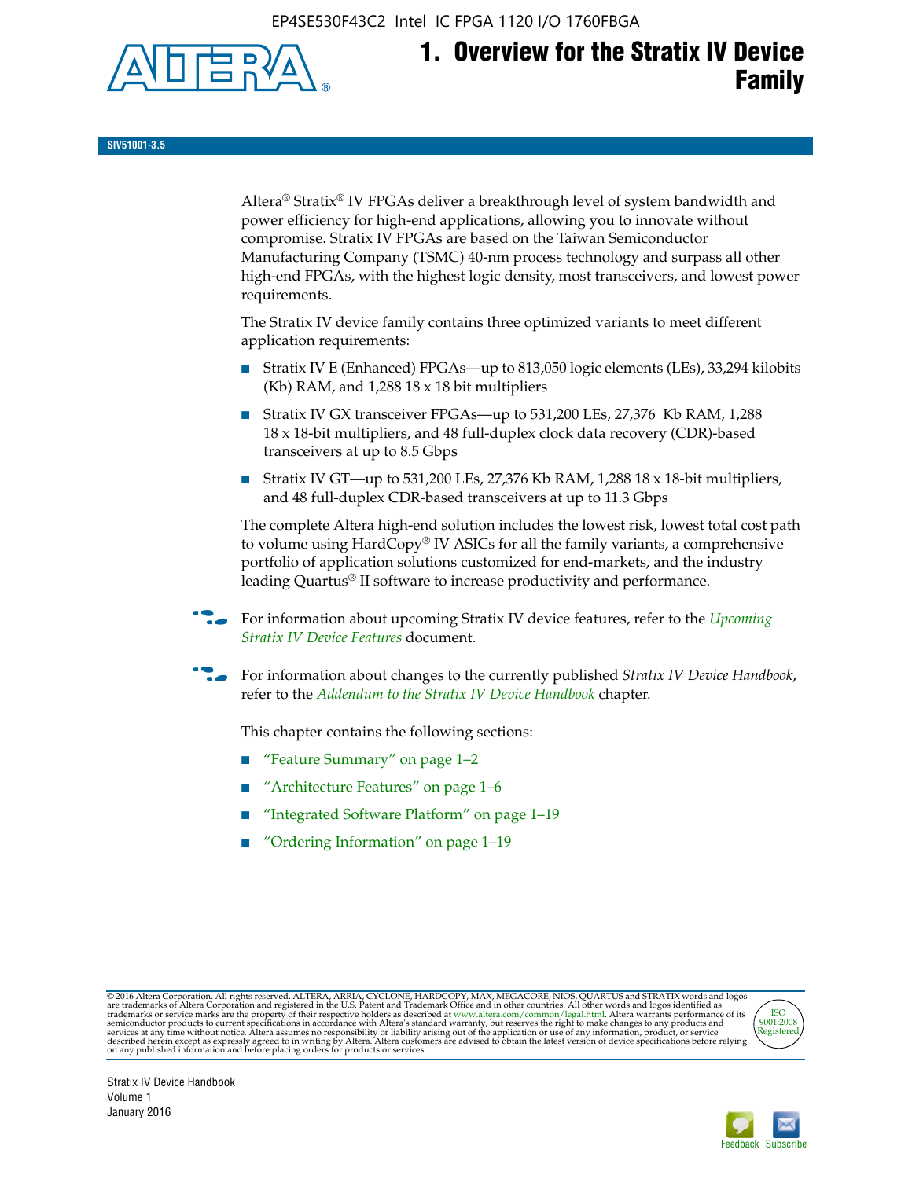# 1. Overview for the Stratix IV Device Family

SIV51001-3.5

Altera® Stratix® IV FPGAs deliver a breakthrough level of system bandwidth and power efficiency for high-end applications, allowing you to innovate without compromise. Stratix IV FPGAs are based on the Taiwan Semiconductor Manufacturing Company (TSMC) 40-nm process technology and surpass all other high-end FPGAs, with the highest logic density, most transceivers, and lowest power requirements.

The Stratix IV device family contains three optimized variants to meet different application requirements:

- Stratix IV E (Enhanced) FPGAs—up to 813,050 logic elements (LEs), 33,294 kilobits (Kb) RAM, and 1,288 18 x 18 bit multipliers
- Stratix IV GX transceiver FPGAs—up to 531,200 LEs, 27,376 Kb RAM, 1,288 18 x 18-bit multipliers, and 48 full-duplex clock data recovery (CDR)-based transceivers at up to 8.5 Gbps
- Stratix IV GT—up to 531,200 LEs, 27,376 Kb RAM, 1,288 18 x 18-bit multipliers, and 48 full-duplex CDR-based transceivers at up to 11.3 Gbps

The complete Altera high-end solution includes the lowest risk, lowest total cost path to volume using HardCopy® IV ASICs for all the family variants, a comprehensive portfolio of application solutions customized for end-markets, and the industry leading Quartus® II software to increase productivity and performance.

For information about upcoming Stratix IV device features, refer to the *Upcoming Stratix IV Device Features* document.

For information about changes to the currently published *Stratix IV Device Handbook*, refer to the *Addendum to the Stratix IV Device Handbook* chapter.

This chapter contains the following sections:

- "Feature Summary" on page 1–2
- "Architecture Features" on page 1–6
- "Integrated Software Platform" on page 1–19
- "Ordering Information" on page 1–19

© 2016 Altera Corporation. All rights reserved. ALTERA, ARRIA, CYCLONE, HARDCOPY, MAX, MEGACORE, NIOS, QUARTUS and STRATIX words and logos are trademarks of Altera Corporation and registered in the U.S. Patent and Trademark Office and in other countries. All other words and logos identified as trademarks or service marks are the property of their respective holders as described at www.altera.com/common/legal.html. Altera warrants performance of its semiconductor products to current specifications in accordance with Altera's standard warranty, but reserves the right to make changes to any products and services at any time without notice. Altera assumes no responsibility or liability arising out of the application or use of any information, product, or service described herein except as expressly agreed to in writing by Altera. Altera customers are advised to obtain the latest version of device specifications before relying on any published information and before placing orders for products or services.

Stratix IV Device Handbook
Volume 1
January 2016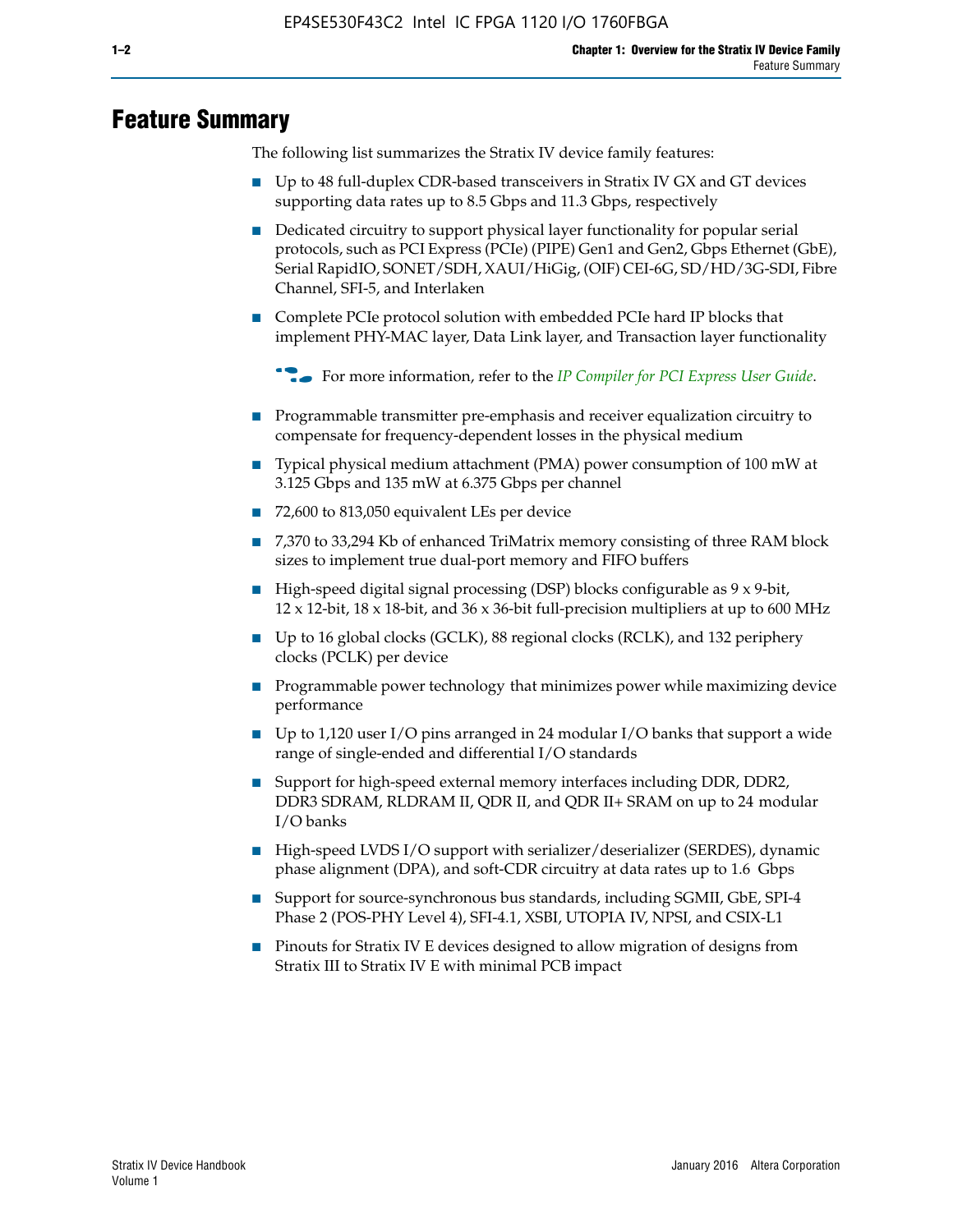# Feature Summary

The following list summarizes the Stratix IV device family features:

- Up to 48 full-duplex CDR-based transceivers in Stratix IV GX and GT devices supporting data rates up to 8.5 Gbps and 11.3 Gbps, respectively
- Dedicated circuitry to support physical layer functionality for popular serial protocols, such as PCI Express (PCIe) (PIPE) Gen1 and Gen2, Gbps Ethernet (GbE), Serial RapidIO, SONET/SDH, XAUI/HiGig, (OIF) CEI-6G, SD/HD/3G-SDI, Fibre Channel, SFI-5, and Interlaken
- Complete PCIe protocol solution with embedded PCIe hard IP blocks that implement PHY-MAC layer, Data Link layer, and Transaction layer functionality

  For more information, refer to the *IP Compiler for PCI Express User Guide*.

- Programmable transmitter pre-emphasis and receiver equalization circuitry to compensate for frequency-dependent losses in the physical medium
- Typical physical medium attachment (PMA) power consumption of 100 mW at 3.125 Gbps and 135 mW at 6.375 Gbps per channel
- 72,600 to 813,050 equivalent LEs per device
- 7,370 to 33,294 Kb of enhanced TriMatrix memory consisting of three RAM block sizes to implement true dual-port memory and FIFO buffers
- High-speed digital signal processing (DSP) blocks configurable as 9 x 9-bit, 12 x 12-bit, 18 x 18-bit, and 36 x 36-bit full-precision multipliers at up to 600 MHz
- Up to 16 global clocks (GCLK), 88 regional clocks (RCLK), and 132 periphery clocks (PCLK) per device
- Programmable power technology that minimizes power while maximizing device performance
- Up to 1,120 user I/O pins arranged in 24 modular I/O banks that support a wide range of single-ended and differential I/O standards
- Support for high-speed external memory interfaces including DDR, DDR2, DDR3 SDRAM, RLDRAM II, QDR II, and QDR II+ SRAM on up to 24 modular I/O banks
- High-speed LVDS I/O support with serializer/deserializer (SERDES), dynamic phase alignment (DPA), and soft-CDR circuitry at data rates up to 1.6 Gbps
- Support for source-synchronous bus standards, including SGMII, GbE, SPI-4 Phase 2 (POS-PHY Level 4), SFI-4.1, XSBI, UTOPIA IV, NPSI, and CSIX-L1
- Pinouts for Stratix IV E devices designed to allow migration of designs from Stratix III to Stratix IV E with minimal PCB impact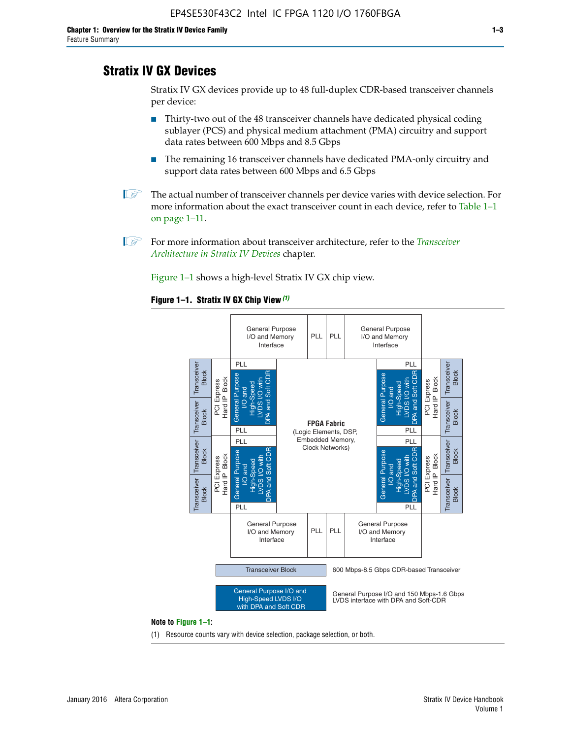## Stratix IV GX Devices

Stratix IV GX devices provide up to 48 full-duplex CDR-based transceiver channels per device:

- Thirty-two out of the 48 transceiver channels have dedicated physical coding sublayer (PCS) and physical medium attachment (PMA) circuitry and support data rates between 600 Mbps and 8.5 Gbps
- The remaining 16 transceiver channels have dedicated PMA-only circuitry and support data rates between 600 Mbps and 6.5 Gbps

The actual number of transceiver channels per device varies with device selection. For more information about the exact transceiver count in each device, refer to Table 1–1 on page 1–11.

For more information about transceiver architecture, refer to the *Transceiver Architecture in Stratix IV Devices* chapter.

Figure 1–1 shows a high-level Stratix IV GX chip view.

**Figure 1–1. Stratix IV GX Chip View** *(1)*

Transceiver Block — 600 Mbps-8.5 Gbps CDR-based Transceiver

General Purpose I/O and High-Speed LVDS I/O with DPA and Soft CDR — General Purpose I/O and 150 Mbps-1.6 Gbps LVDS interface with DPA and Soft-CDR

**Note to Figure 1–1:**

(1) Resource counts vary with device selection, package selection, or both.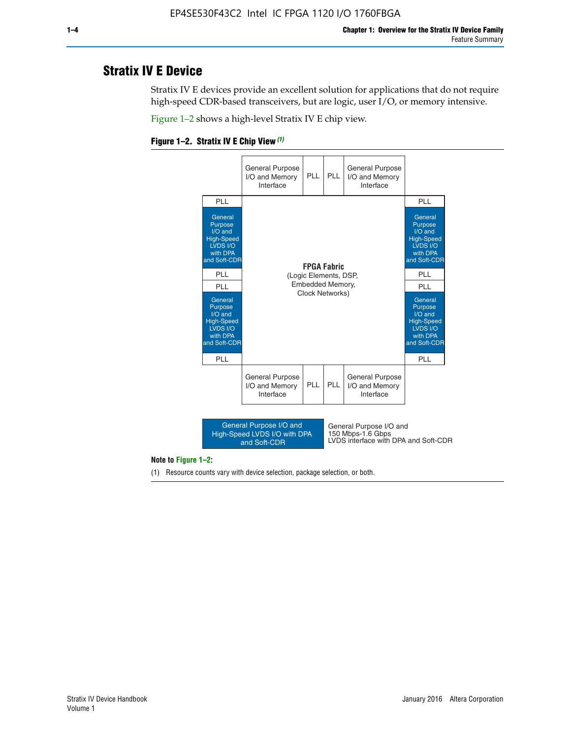# Stratix IV E Device

Stratix IV E devices provide an excellent solution for applications that do not require high-speed CDR-based transceivers, but are logic, user I/O, or memory intensive.

Figure 1–2 shows a high-level Stratix IV E chip view.

**Figure 1–2. Stratix IV E Chip View** *(1)*

| | General Purpose I/O and Memory Interface | PLL | PLL | General Purpose I/O and Memory Interface | |
|---|---|---|---|---|---|
| PLL | | | | | PLL |
| General Purpose I/O and High-Speed LVDS I/O with DPA and Soft-CDR | **FPGA Fabric** (Logic Elements, DSP, Embedded Memory, Clock Networks) | | | | General Purpose I/O and High-Speed LVDS I/O with DPA and Soft-CDR |
| PLL | | | | | PLL |
| PLL | | | | | PLL |
| General Purpose I/O and High-Speed LVDS I/O with DPA and Soft-CDR | | | | | General Purpose I/O and High-Speed LVDS I/O with DPA and Soft-CDR |
| PLL | | | | | PLL |
| | General Purpose I/O and Memory Interface | PLL | PLL | General Purpose I/O and Memory Interface | |

Legend: General Purpose I/O and High-Speed LVDS I/O with DPA and Soft-CDR — General Purpose I/O and 150 Mbps-1.6 Gbps LVDS interface with DPA and Soft-CDR

**Note to Figure 1–2:**

(1) Resource counts vary with device selection, package selection, or both.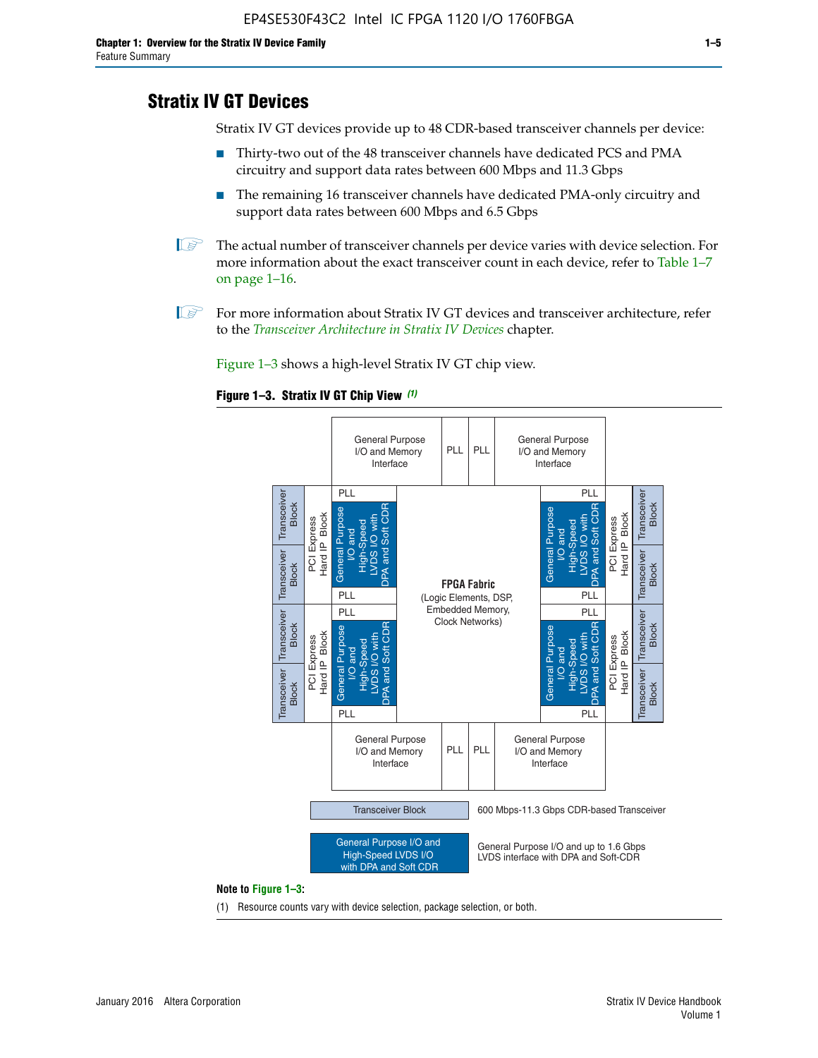## Stratix IV GT Devices

Stratix IV GT devices provide up to 48 CDR-based transceiver channels per device:

- Thirty-two out of the 48 transceiver channels have dedicated PCS and PMA circuitry and support data rates between 600 Mbps and 11.3 Gbps
- The remaining 16 transceiver channels have dedicated PMA-only circuitry and support data rates between 600 Mbps and 6.5 Gbps

The actual number of transceiver channels per device varies with device selection. For more information about the exact transceiver count in each device, refer to Table 1–7 on page 1–16.

For more information about Stratix IV GT devices and transceiver architecture, refer to the *Transceiver Architecture in Stratix IV Devices* chapter.

Figure 1–3 shows a high-level Stratix IV GT chip view.

**Figure 1–3. Stratix IV GT Chip View** *(1)*

General Purpose I/O and Memory Interface | PLL | PLL | General Purpose I/O and Memory Interface

Transceiver Block | Transceiver Block | PCI Express Hard IP Block | PLL | General Purpose I/O and High-Speed LVDS I/O with DPA and Soft CDR | PLL

**FPGA Fabric** (Logic Elements, DSP, Embedded Memory, Clock Networks)

Transceiver Block: 600 Mbps-11.3 Gbps CDR-based Transceiver

General Purpose I/O and High-Speed LVDS I/O with DPA and Soft CDR: General Purpose I/O and up to 1.6 Gbps LVDS interface with DPA and Soft-CDR

**Note to Figure 1–3:**

(1) Resource counts vary with device selection, package selection, or both.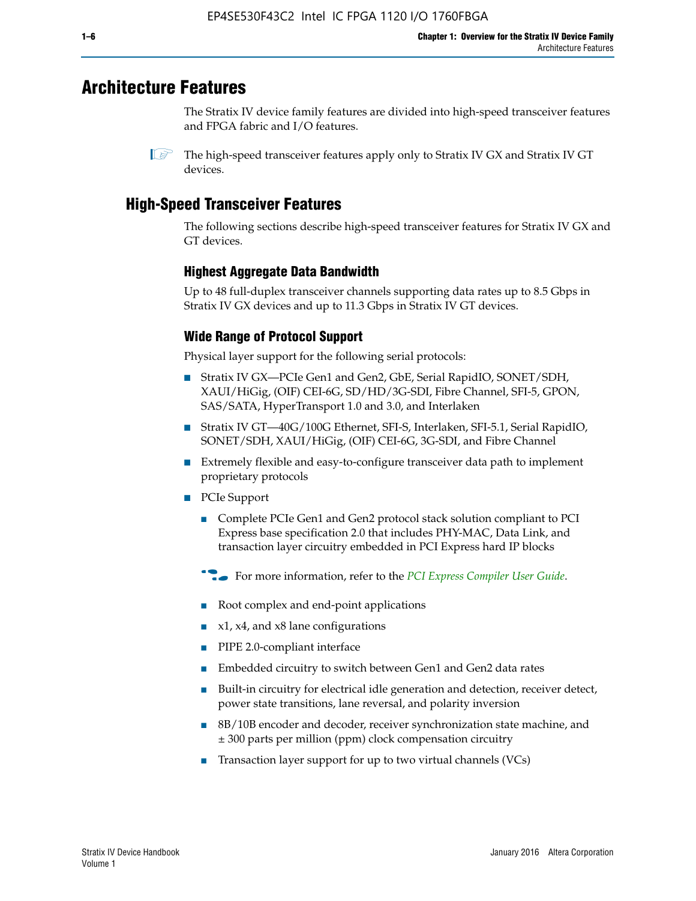# Architecture Features

The Stratix IV device family features are divided into high-speed transceiver features and FPGA fabric and I/O features.

The high-speed transceiver features apply only to Stratix IV GX and Stratix IV GT devices.

## High-Speed Transceiver Features

The following sections describe high-speed transceiver features for Stratix IV GX and GT devices.

### Highest Aggregate Data Bandwidth

Up to 48 full-duplex transceiver channels supporting data rates up to 8.5 Gbps in Stratix IV GX devices and up to 11.3 Gbps in Stratix IV GT devices.

### Wide Range of Protocol Support

Physical layer support for the following serial protocols:

- Stratix IV GX—PCIe Gen1 and Gen2, GbE, Serial RapidIO, SONET/SDH, XAUI/HiGig, (OIF) CEI-6G, SD/HD/3G-SDI, Fibre Channel, SFI-5, GPON, SAS/SATA, HyperTransport 1.0 and 3.0, and Interlaken
- Stratix IV GT—40G/100G Ethernet, SFI-S, Interlaken, SFI-5.1, Serial RapidIO, SONET/SDH, XAUI/HiGig, (OIF) CEI-6G, 3G-SDI, and Fibre Channel
- Extremely flexible and easy-to-configure transceiver data path to implement proprietary protocols
- PCIe Support
  - Complete PCIe Gen1 and Gen2 protocol stack solution compliant to PCI Express base specification 2.0 that includes PHY-MAC, Data Link, and transaction layer circuitry embedded in PCI Express hard IP blocks

    For more information, refer to the *PCI Express Compiler User Guide*.

  - Root complex and end-point applications
  - x1, x4, and x8 lane configurations
  - PIPE 2.0-compliant interface
  - Embedded circuitry to switch between Gen1 and Gen2 data rates
  - Built-in circuitry for electrical idle generation and detection, receiver detect, power state transitions, lane reversal, and polarity inversion
  - 8B/10B encoder and decoder, receiver synchronization state machine, and ± 300 parts per million (ppm) clock compensation circuitry
  - Transaction layer support for up to two virtual channels (VCs)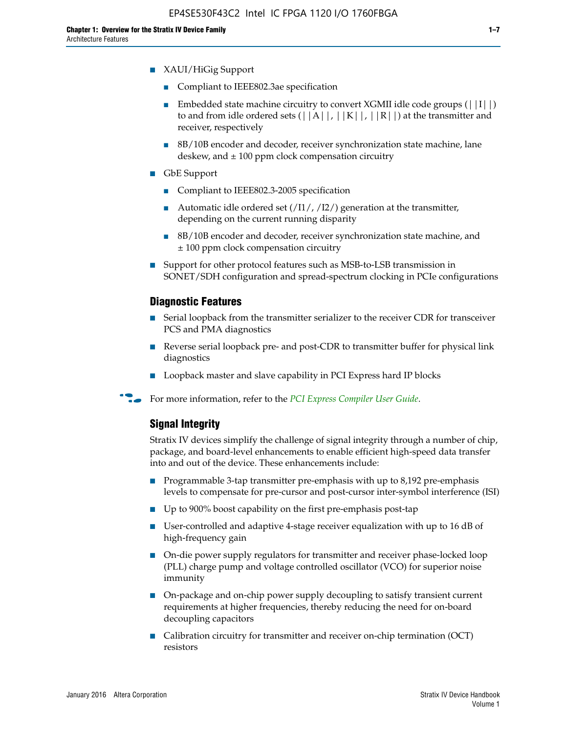- XAUI/HiGig Support
  - Compliant to IEEE802.3ae specification
  - Embedded state machine circuitry to convert XGMII idle code groups (||I||) to and from idle ordered sets (||A||, ||K||, ||R||) at the transmitter and receiver, respectively
  - 8B/10B encoder and decoder, receiver synchronization state machine, lane deskew, and ± 100 ppm clock compensation circuitry
- GbE Support
  - Compliant to IEEE802.3-2005 specification
  - Automatic idle ordered set (/I1/, /I2/) generation at the transmitter, depending on the current running disparity
  - 8B/10B encoder and decoder, receiver synchronization state machine, and ± 100 ppm clock compensation circuitry
- Support for other protocol features such as MSB-to-LSB transmission in SONET/SDH configuration and spread-spectrum clocking in PCIe configurations

### Diagnostic Features

- Serial loopback from the transmitter serializer to the receiver CDR for transceiver PCS and PMA diagnostics
- Reverse serial loopback pre- and post-CDR to transmitter buffer for physical link diagnostics
- Loopback master and slave capability in PCI Express hard IP blocks

For more information, refer to the *PCI Express Compiler User Guide*.

### Signal Integrity

Stratix IV devices simplify the challenge of signal integrity through a number of chip, package, and board-level enhancements to enable efficient high-speed data transfer into and out of the device. These enhancements include:

- Programmable 3-tap transmitter pre-emphasis with up to 8,192 pre-emphasis levels to compensate for pre-cursor and post-cursor inter-symbol interference (ISI)
- Up to 900% boost capability on the first pre-emphasis post-tap
- User-controlled and adaptive 4-stage receiver equalization with up to 16 dB of high-frequency gain
- On-die power supply regulators for transmitter and receiver phase-locked loop (PLL) charge pump and voltage controlled oscillator (VCO) for superior noise immunity
- On-package and on-chip power supply decoupling to satisfy transient current requirements at higher frequencies, thereby reducing the need for on-board decoupling capacitors
- Calibration circuitry for transmitter and receiver on-chip termination (OCT) resistors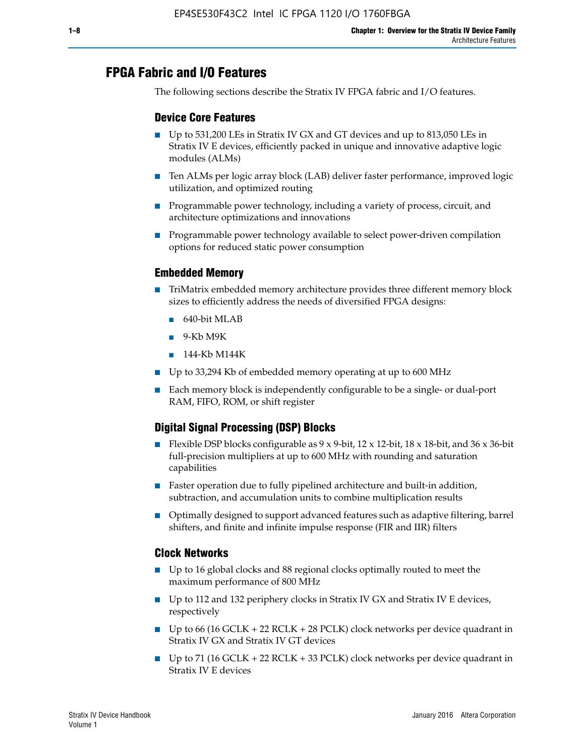## FPGA Fabric and I/O Features

The following sections describe the Stratix IV FPGA fabric and I/O features.

### Device Core Features

- Up to 531,200 LEs in Stratix IV GX and GT devices and up to 813,050 LEs in Stratix IV E devices, efficiently packed in unique and innovative adaptive logic modules (ALMs)
- Ten ALMs per logic array block (LAB) deliver faster performance, improved logic utilization, and optimized routing
- Programmable power technology, including a variety of process, circuit, and architecture optimizations and innovations
- Programmable power technology available to select power-driven compilation options for reduced static power consumption

### Embedded Memory

- TriMatrix embedded memory architecture provides three different memory block sizes to efficiently address the needs of diversified FPGA designs:
  - 640-bit MLAB
  - 9-Kb M9K
  - 144-Kb M144K
- Up to 33,294 Kb of embedded memory operating at up to 600 MHz
- Each memory block is independently configurable to be a single- or dual-port RAM, FIFO, ROM, or shift register

### Digital Signal Processing (DSP) Blocks

- Flexible DSP blocks configurable as 9 x 9-bit, 12 x 12-bit, 18 x 18-bit, and 36 x 36-bit full-precision multipliers at up to 600 MHz with rounding and saturation capabilities
- Faster operation due to fully pipelined architecture and built-in addition, subtraction, and accumulation units to combine multiplication results
- Optimally designed to support advanced features such as adaptive filtering, barrel shifters, and finite and infinite impulse response (FIR and IIR) filters

### Clock Networks

- Up to 16 global clocks and 88 regional clocks optimally routed to meet the maximum performance of 800 MHz
- Up to 112 and 132 periphery clocks in Stratix IV GX and Stratix IV E devices, respectively
- Up to 66 (16 GCLK + 22 RCLK + 28 PCLK) clock networks per device quadrant in Stratix IV GX and Stratix IV GT devices
- Up to 71 (16 GCLK + 22 RCLK + 33 PCLK) clock networks per device quadrant in Stratix IV E devices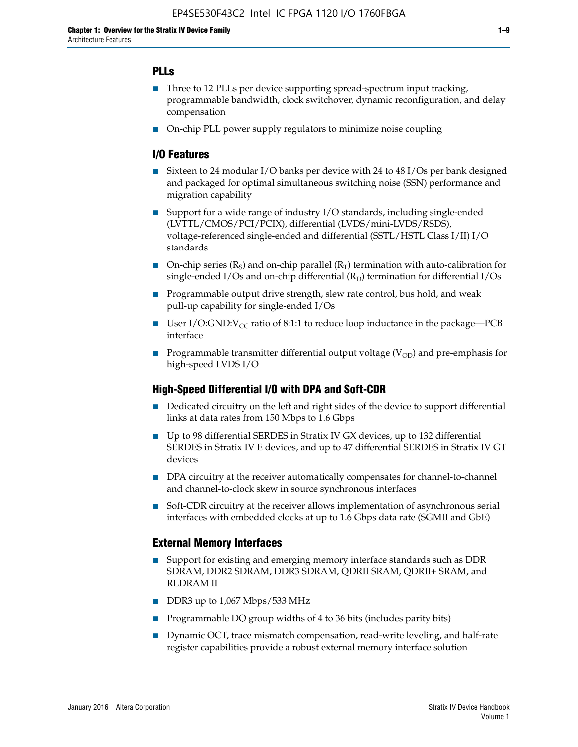## PLLs

- Three to 12 PLLs per device supporting spread-spectrum input tracking, programmable bandwidth, clock switchover, dynamic reconfiguration, and delay compensation
- On-chip PLL power supply regulators to minimize noise coupling

## I/O Features

- Sixteen to 24 modular I/O banks per device with 24 to 48 I/Os per bank designed and packaged for optimal simultaneous switching noise (SSN) performance and migration capability
- Support for a wide range of industry I/O standards, including single-ended (LVTTL/CMOS/PCI/PCIX), differential (LVDS/mini-LVDS/RSDS), voltage-referenced single-ended and differential (SSTL/HSTL Class I/II) I/O standards
- On-chip series ($R_S$) and on-chip parallel ($R_T$) termination with auto-calibration for single-ended I/Os and on-chip differential ($R_D$) termination for differential I/Os
- Programmable output drive strength, slew rate control, bus hold, and weak pull-up capability for single-ended I/Os
- User I/O:GND:$V_{CC}$ ratio of 8:1:1 to reduce loop inductance in the package—PCB interface
- Programmable transmitter differential output voltage ($V_{OD}$) and pre-emphasis for high-speed LVDS I/O

## High-Speed Differential I/O with DPA and Soft-CDR

- Dedicated circuitry on the left and right sides of the device to support differential links at data rates from 150 Mbps to 1.6 Gbps
- Up to 98 differential SERDES in Stratix IV GX devices, up to 132 differential SERDES in Stratix IV E devices, and up to 47 differential SERDES in Stratix IV GT devices
- DPA circuitry at the receiver automatically compensates for channel-to-channel and channel-to-clock skew in source synchronous interfaces
- Soft-CDR circuitry at the receiver allows implementation of asynchronous serial interfaces with embedded clocks at up to 1.6 Gbps data rate (SGMII and GbE)

## External Memory Interfaces

- Support for existing and emerging memory interface standards such as DDR SDRAM, DDR2 SDRAM, DDR3 SDRAM, QDRII SRAM, QDRII+ SRAM, and RLDRAM II
- DDR3 up to 1,067 Mbps/533 MHz
- Programmable DQ group widths of 4 to 36 bits (includes parity bits)
- Dynamic OCT, trace mismatch compensation, read-write leveling, and half-rate register capabilities provide a robust external memory interface solution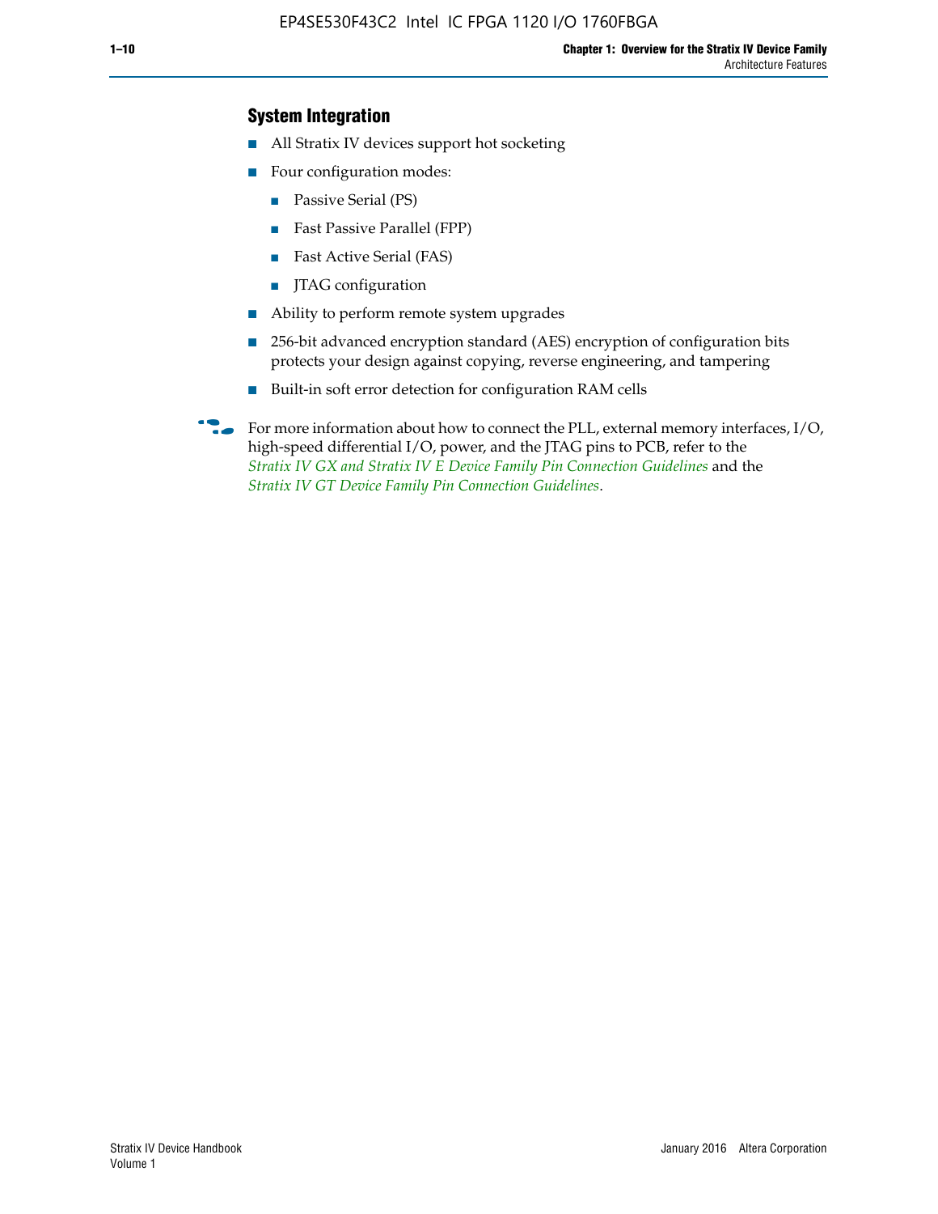### System Integration

- All Stratix IV devices support hot socketing
- Four configuration modes:
  - Passive Serial (PS)
  - Fast Passive Parallel (FPP)
  - Fast Active Serial (FAS)
  - JTAG configuration
- Ability to perform remote system upgrades
- 256-bit advanced encryption standard (AES) encryption of configuration bits protects your design against copying, reverse engineering, and tampering
- Built-in soft error detection for configuration RAM cells

For more information about how to connect the PLL, external memory interfaces, I/O, high-speed differential I/O, power, and the JTAG pins to PCB, refer to the *Stratix IV GX and Stratix IV E Device Family Pin Connection Guidelines* and the *Stratix IV GT Device Family Pin Connection Guidelines*.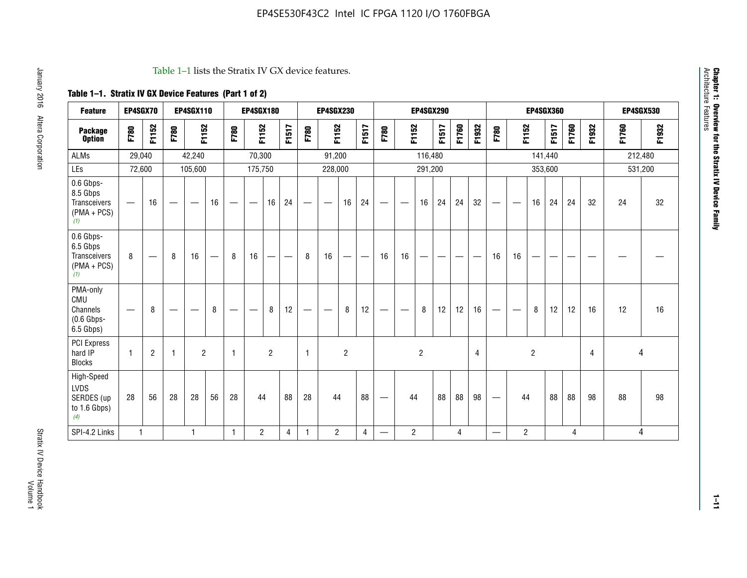Table 1–1 lists the Stratix IV GX device features.

**Table 1–1. Stratix IV GX Device Features (Part 1 of 2)**

| Feature | EP4SGX70 | | EP4SGX110 | | | EP4SGX180 | | | | EP4SGX230 | | | | EP4SGX290 | | | | | | EP4SGX360 | | | | | | EP4SGX530 | |
|---|---|---|---|---|---|---|---|---|---|---|---|---|---|---|---|---|---|---|---|---|---|---|---|---|---|---|---|
| **Package Option** | F780 | F1152 | F780 | F1152 | | F780 | F1152 | | F1517 | F780 | F1152 | | F1517 | F780 | F1152 | | F1517 | F1760 | F1932 | F780 | F1152 | | F1517 | F1760 | F1932 | F1760 | F1932 |
| ALMs | 29,040 | | 42,240 | | | 70,300 | | | | 91,200 | | | | 116,480 | | | | | | 141,440 | | | | | | 212,480 | |
| LEs | 72,600 | | 105,600 | | | 175,750 | | | | 228,000 | | | | 291,200 | | | | | | 353,600 | | | | | | 531,200 | |
| 0.6 Gbps-8.5 Gbps Transceivers (PMA + PCS) (1) | — | 16 | — | — | 16 | — | — | 16 | 24 | — | — | 16 | 24 | — | — | 16 | 24 | 24 | 32 | — | — | 16 | 24 | 24 | 32 | 24 | 32 |
| 0.6 Gbps-6.5 Gbps Transceivers (PMA + PCS) (1) | 8 | — | 8 | 16 | — | 8 | 16 | — | — | 8 | 16 | — | — | 16 | 16 | — | — | — | — | 16 | 16 | — | — | — | — | — | — |
| PMA-only CMU Channels (0.6 Gbps-6.5 Gbps) | — | 8 | — | — | 8 | — | — | 8 | 12 | — | — | 8 | 12 | — | — | 8 | 12 | 12 | 16 | — | — | 8 | 12 | 12 | 16 | 12 | 16 |
| PCI Express hard IP Blocks | 1 | 2 | 1 | 2 | | 1 | 2 | | | 1 | 2 | | | 2 | | | | | 4 | 2 | | | | | 4 | 4 | |
| High-Speed LVDS SERDES (up to 1.6 Gbps) (4) | 28 | 56 | 28 | 28 | 56 | 28 | 44 | | 88 | 28 | 44 | | 88 | — | 44 | | 88 | 88 | 98 | — | 44 | | 88 | 88 | 98 | 88 | 98 |
| SPI-4.2 Links | 1 | | 1 | | | 1 | 2 | | 4 | 1 | 2 | | 4 | — | 2 | | 4 | | | — | 2 | | 4 | | | 4 | |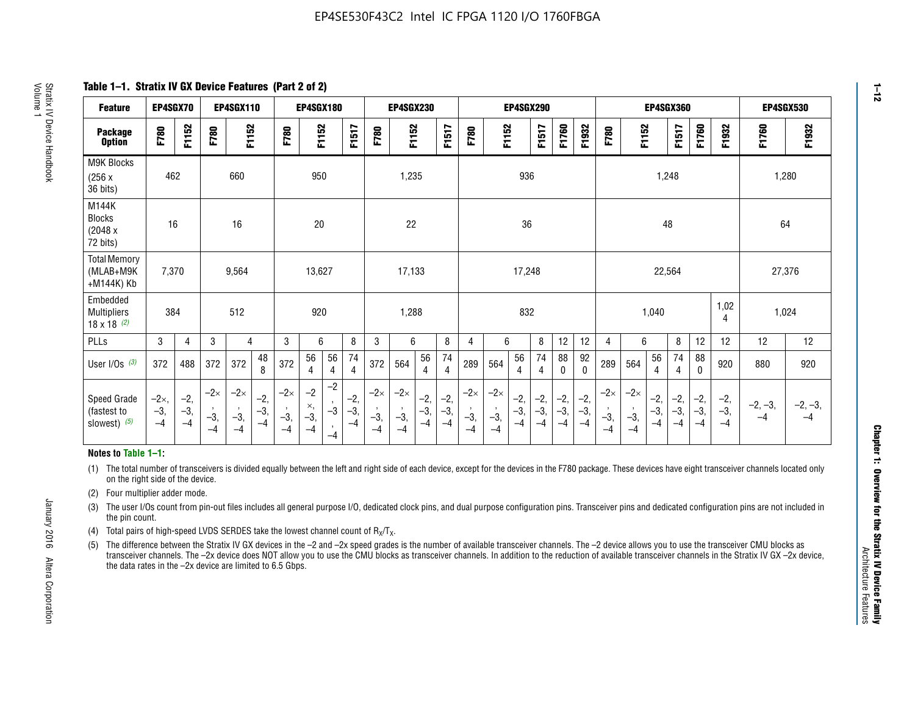**Table 1–1. Stratix IV GX Device Features (Part 2 of 2)**

| Feature | EP4SGX70 | | EP4SGX110 | | | EP4SGX180 | | | | EP4SGX230 | | | | EP4SGX290 | | | | | | EP4SGX360 | | | | | | EP4SGX530 | |
|---|---|---|---|---|---|---|---|---|---|---|---|---|---|---|---|---|---|---|---|---|---|---|---|---|---|---|---|
| Package Option | F780 | F1152 | F780 | F1152 | | F780 | F1152 | | F1517 | F780 | F1152 | | F1517 | F780 | F1152 | | F1517 | F1760 | F1932 | F780 | F1152 | | F1517 | F1760 | F1932 | F1760 | F1932 |
| M9K Blocks (256 x 36 bits) | 462 | | 660 | | | 950 | | | | 1,235 | | | | 936 | | | | | | 1,248 | | | | | | 1,280 | |
| M144K Blocks (2048 x 72 bits) | 16 | | 16 | | | 20 | | | | 22 | | | | 36 | | | | | | 48 | | | | | | 64 | |
| Total Memory (MLAB+M9K +M144K) Kb | 7,370 | | 9,564 | | | 13,627 | | | | 17,133 | | | | 17,248 | | | | | | 22,564 | | | | | | 27,376 | |
| Embedded Multipliers 18 x 18 (2) | 384 | | 512 | | | 920 | | | | 1,288 | | | | 832 | | | | | | 1,040 | | | | | 1,024 | 1,024 | |
| PLLs | 3 | 4 | 3 | 4 | | 3 | 6 | | 8 | 3 | 6 | | 8 | 4 | 6 | | 8 | 12 | 12 | 4 | 6 | | 8 | 12 | 12 | 12 | 12 |
| User I/Os (3) | 372 | 488 | 372 | 372 | 488 | 372 | 564 | 564 | 744 | 372 | 564 | 564 | 744 | 289 | 564 | 564 | 744 | 880 | 920 | 289 | 564 | 564 | 744 | 880 | 920 | 880 | 920 |
| Speed Grade (fastest to slowest) (5) | –2×, –3, –4 | –2, –3, –4 | –2×, –3, –4 | –2×, –3, –4 | –2, –3, –4 | –2×, –3, –4 | –2×, –3, –4 | –2, –3, –4 | –2, –3, –4 | –2×, –3, –4 | –2×, –3, –4 | –2, –3, –4 | –2, –3, –4 | –2×, –3, –4 | –2×, –3, –4 | –2, –3, –4 | –2, –3, –4 | –2, –3, –4 | –2, –3, –4 | –2×, –3, –4 | –2×, –3, –4 | –2, –3, –4 | –2, –3, –4 | –2, –3, –4 | –2, –3, –4 | –2, –3, –4 | –2, –3, –4 |

**Notes to Table 1–1:**

(1) The total number of transceivers is divided equally between the left and right side of each device, except for the devices in the F780 package. These devices have eight transceiver channels located only on the right side of the device.

(2) Four multiplier adder mode.

(3) The user I/Os count from pin-out files includes all general purpose I/O, dedicated clock pins, and dual purpose configuration pins. Transceiver pins and dedicated configuration pins are not included in the pin count.

(4) Total pairs of high-speed LVDS SERDES take the lowest channel count of $R_X/T_X$.

(5) The difference between the Stratix IV GX devices in the –2 and –2x speed grades is the number of available transceiver channels. The –2 device allows you to use the transceiver CMU blocks as transceiver channels. The –2x device does NOT allow you to use the CMU blocks as transceiver channels. In addition to the reduction of available transceiver channels in the Stratix IV GX –2x device, the data rates in the –2x device are limited to 6.5 Gbps.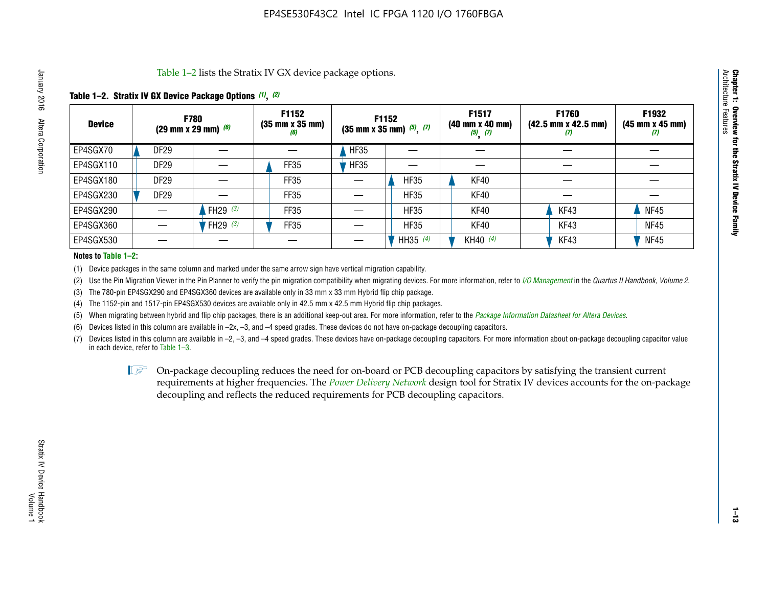Table 1–2 lists the Stratix IV GX device package options.

**Table 1–2. Stratix IV GX Device Package Options (1), (2)**

| Device | F780 (29 mm x 29 mm) (6) | | F1152 (35 mm x 35 mm) (6) | F1152 (35 mm x 35 mm) (5), (7) | | F1517 (40 mm x 40 mm) (5), (7) | F1760 (42.5 mm x 42.5 mm) (7) | F1932 (45 mm x 45 mm) (7) |
|---|---|---|---|---|---|---|---|---|
| EP4SGX70 | DF29 | — | — | HF35 | — | — | — | — |
| EP4SGX110 | DF29 | — | FF35 | HF35 | — | — | — | — |
| EP4SGX180 | DF29 | — | FF35 | — | HF35 | KF40 | — | — |
| EP4SGX230 | DF29 | — | FF35 | — | HF35 | KF40 | — | — |
| EP4SGX290 | — | FH29 (3) | FF35 | — | HF35 | KF40 | KF43 | NF45 |
| EP4SGX360 | — | FH29 (3) | FF35 | — | HF35 | KF40 | KF43 | NF45 |
| EP4SGX530 | — | — | — | — | HH35 (4) | KH40 (4) | KF43 | NF45 |

**Notes to Table 1–2:**

(1) Device packages in the same column and marked under the same arrow sign have vertical migration capability.

(2) Use the Pin Migration Viewer in the Pin Planner to verify the pin migration compatibility when migrating devices. For more information, refer to *I/O Management* in the *Quartus II Handbook, Volume 2*.

(3) The 780-pin EP4SGX290 and EP4SGX360 devices are available only in 33 mm x 33 mm Hybrid flip chip package.

(4) The 1152-pin and 1517-pin EP4SGX530 devices are available only in 42.5 mm x 42.5 mm Hybrid flip chip packages.

(5) When migrating between hybrid and flip chip packages, there is an additional keep-out area. For more information, refer to the *Package Information Datasheet for Altera Devices*.

(6) Devices listed in this column are available in –2x, –3, and –4 speed grades. These devices do not have on-package decoupling capacitors.

(7) Devices listed in this column are available in –2, –3, and –4 speed grades. These devices have on-package decoupling capacitors. For more information about on-package decoupling capacitor value in each device, refer to Table 1–3.

On-package decoupling reduces the need for on-board or PCB decoupling capacitors by satisfying the transient current requirements at higher frequencies. The *Power Delivery Network* design tool for Stratix IV devices accounts for the on-package decoupling and reflects the reduced requirements for PCB decoupling capacitors.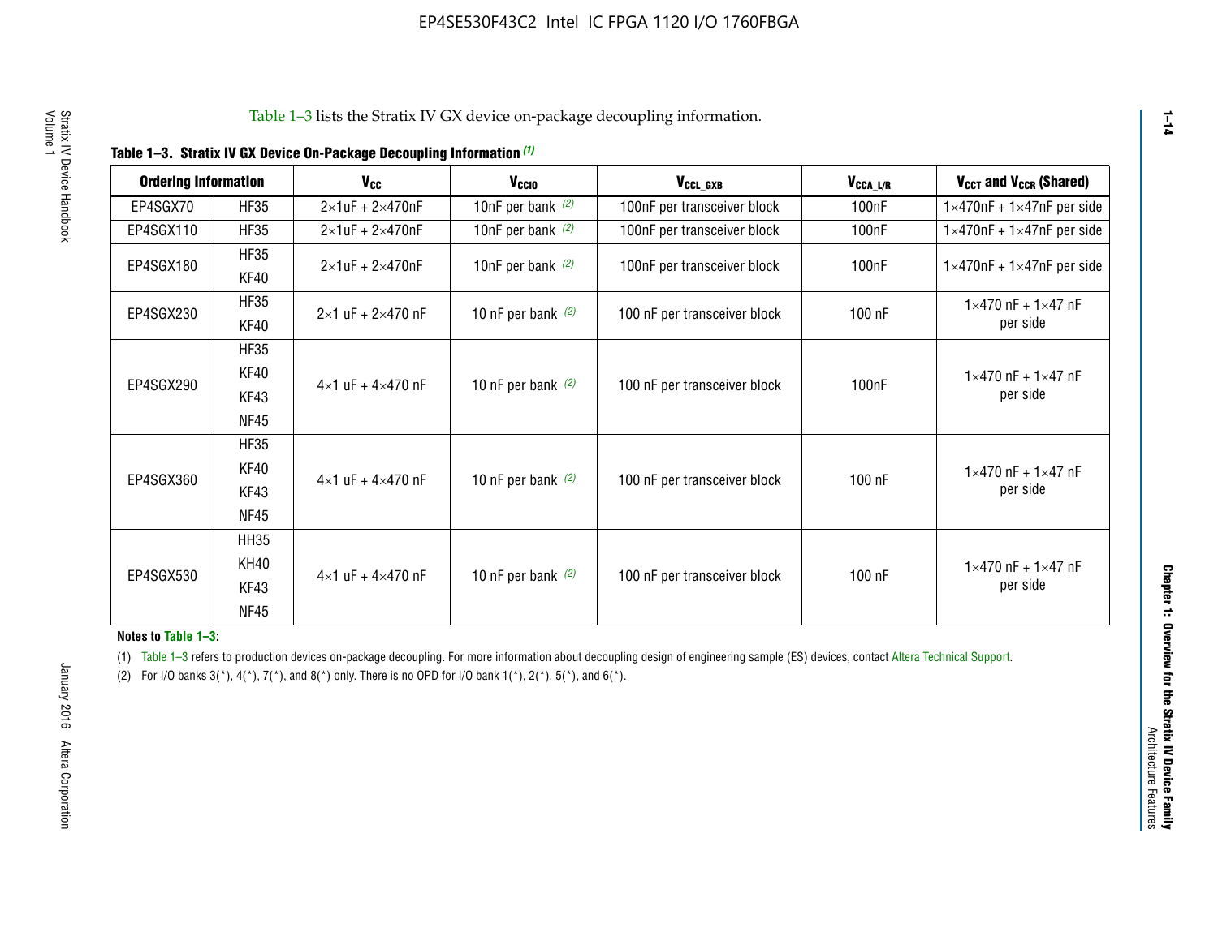Table 1–3 lists the Stratix IV GX device on-package decoupling information.

**Table 1–3. Stratix IV GX Device On-Package Decoupling Information (1)**

| Ordering Information | | $V_{CC}$ | $V_{CCIO}$ | $V_{CCL\_GXB}$ | $V_{CCA\_L/R}$ | $V_{CCT}$ and $V_{CCR}$ (Shared) |
|---|---|---|---|---|---|---|
| EP4SGX70 | HF35 | 2×1uF + 2×470nF | 10nF per bank (2) | 100nF per transceiver block | 100nF | 1×470nF + 1×47nF per side |
| EP4SGX110 | HF35 | 2×1uF + 2×470nF | 10nF per bank (2) | 100nF per transceiver block | 100nF | 1×470nF + 1×47nF per side |
| EP4SGX180 | HF35<br>KF40 | 2×1uF + 2×470nF | 10nF per bank (2) | 100nF per transceiver block | 100nF | 1×470nF + 1×47nF per side |
| EP4SGX230 | HF35<br>KF40 | 2×1 uF + 2×470 nF | 10 nF per bank (2) | 100 nF per transceiver block | 100 nF | 1×470 nF + 1×47 nF per side |
| EP4SGX290 | HF35<br>KF40<br>KF43<br>NF45 | 4×1 uF + 4×470 nF | 10 nF per bank (2) | 100 nF per transceiver block | 100nF | 1×470 nF + 1×47 nF per side |
| EP4SGX360 | HF35<br>KF40<br>KF43<br>NF45 | 4×1 uF + 4×470 nF | 10 nF per bank (2) | 100 nF per transceiver block | 100 nF | 1×470 nF + 1×47 nF per side |
| EP4SGX530 | HH35<br>KH40<br>KF43<br>NF45 | 4×1 uF + 4×470 nF | 10 nF per bank (2) | 100 nF per transceiver block | 100 nF | 1×470 nF + 1×47 nF per side |

**Notes to Table 1–3:**

(1) Table 1–3 refers to production devices on-package decoupling. For more information about decoupling design of engineering sample (ES) devices, contact Altera Technical Support.

(2) For I/O banks 3(*), 4(*), 7(*), and 8(*) only. There is no OPD for I/O bank 1(*), 2(*), 5(*), and 6(*).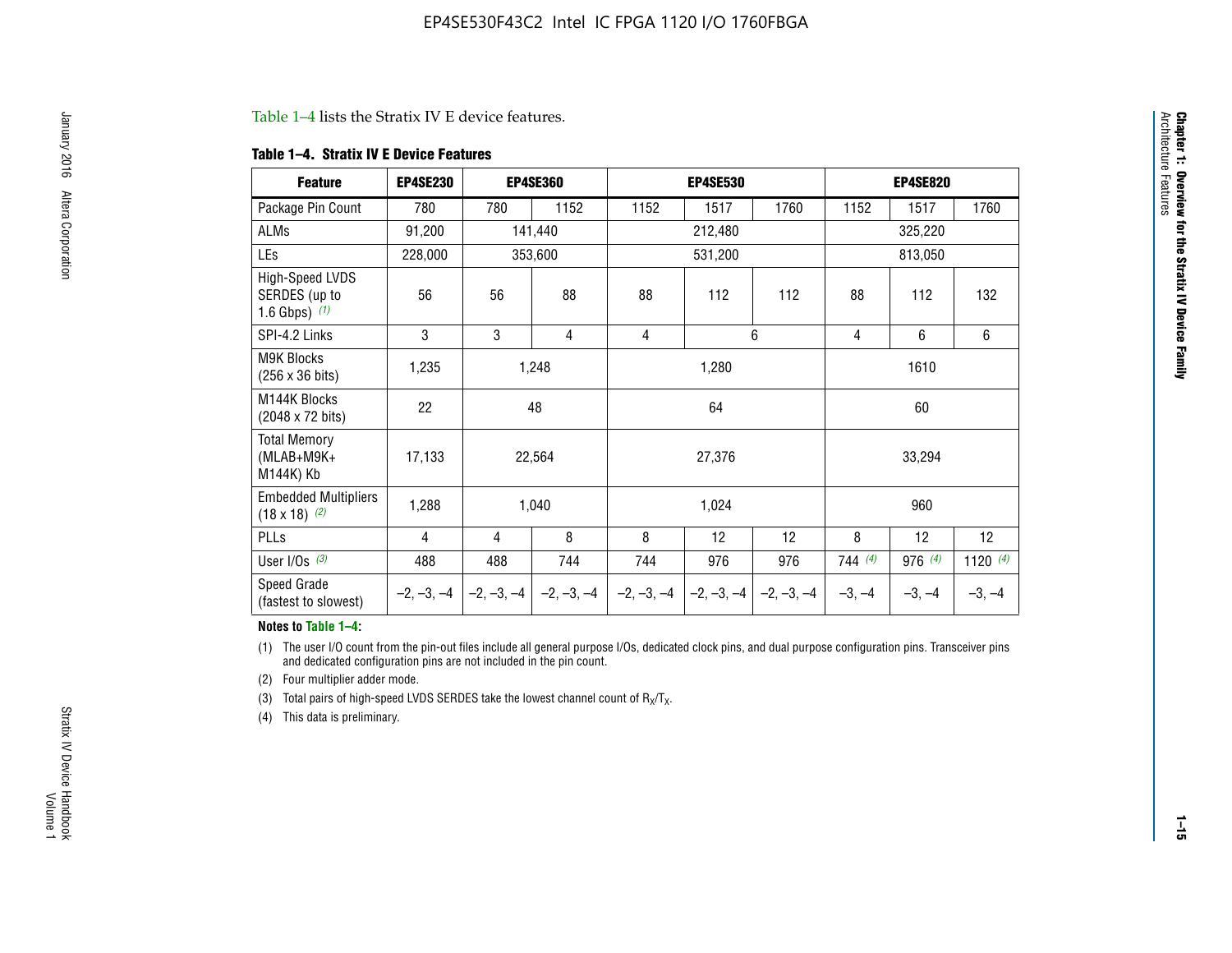Table 1–4 lists the Stratix IV E device features.

**Table 1–4. Stratix IV E Device Features**

| Feature | EP4SE230 | EP4SE360 | | EP4SE530 | | | EP4SE820 | | |
|---|---|---|---|---|---|---|---|---|---|
| Package Pin Count | 780 | 780 | 1152 | 1152 | 1517 | 1760 | 1152 | 1517 | 1760 |
| ALMs | 91,200 | 141,440 | | 212,480 | | | 325,220 | | |
| LEs | 228,000 | 353,600 | | 531,200 | | | 813,050 | | |
| High-Speed LVDS SERDES (up to 1.6 Gbps) *(1)* | 56 | 56 | 88 | 88 | 112 | 112 | 88 | 112 | 132 |
| SPI-4.2 Links | 3 | 3 | 4 | 4 | 6 | | 4 | 6 | 6 |
| M9K Blocks (256 x 36 bits) | 1,235 | 1,248 | | 1,280 | | | 1610 | | |
| M144K Blocks (2048 x 72 bits) | 22 | 48 | | 64 | | | 60 | | |
| Total Memory (MLAB+M9K+ M144K) Kb | 17,133 | 22,564 | | 27,376 | | | 33,294 | | |
| Embedded Multipliers (18 x 18) *(2)* | 1,288 | 1,040 | | 1,024 | | | 960 | | |
| PLLs | 4 | 4 | 8 | 8 | 12 | 12 | 8 | 12 | 12 |
| User I/Os *(3)* | 488 | 488 | 744 | 744 | 976 | 976 | 744 *(4)* | 976 *(4)* | 1120 *(4)* |
| Speed Grade (fastest to slowest) | –2, –3, –4 | –2, –3, –4 | –2, –3, –4 | –2, –3, –4 | –2, –3, –4 | –2, –3, –4 | –3, –4 | –3, –4 | –3, –4 |

**Notes to Table 1–4:**

(1) The user I/O count from the pin-out files include all general purpose I/Os, dedicated clock pins, and dual purpose configuration pins. Transceiver pins and dedicated configuration pins are not included in the pin count.

(2) Four multiplier adder mode.

(3) Total pairs of high-speed LVDS SERDES take the lowest channel count of $R_X/T_X$.

(4) This data is preliminary.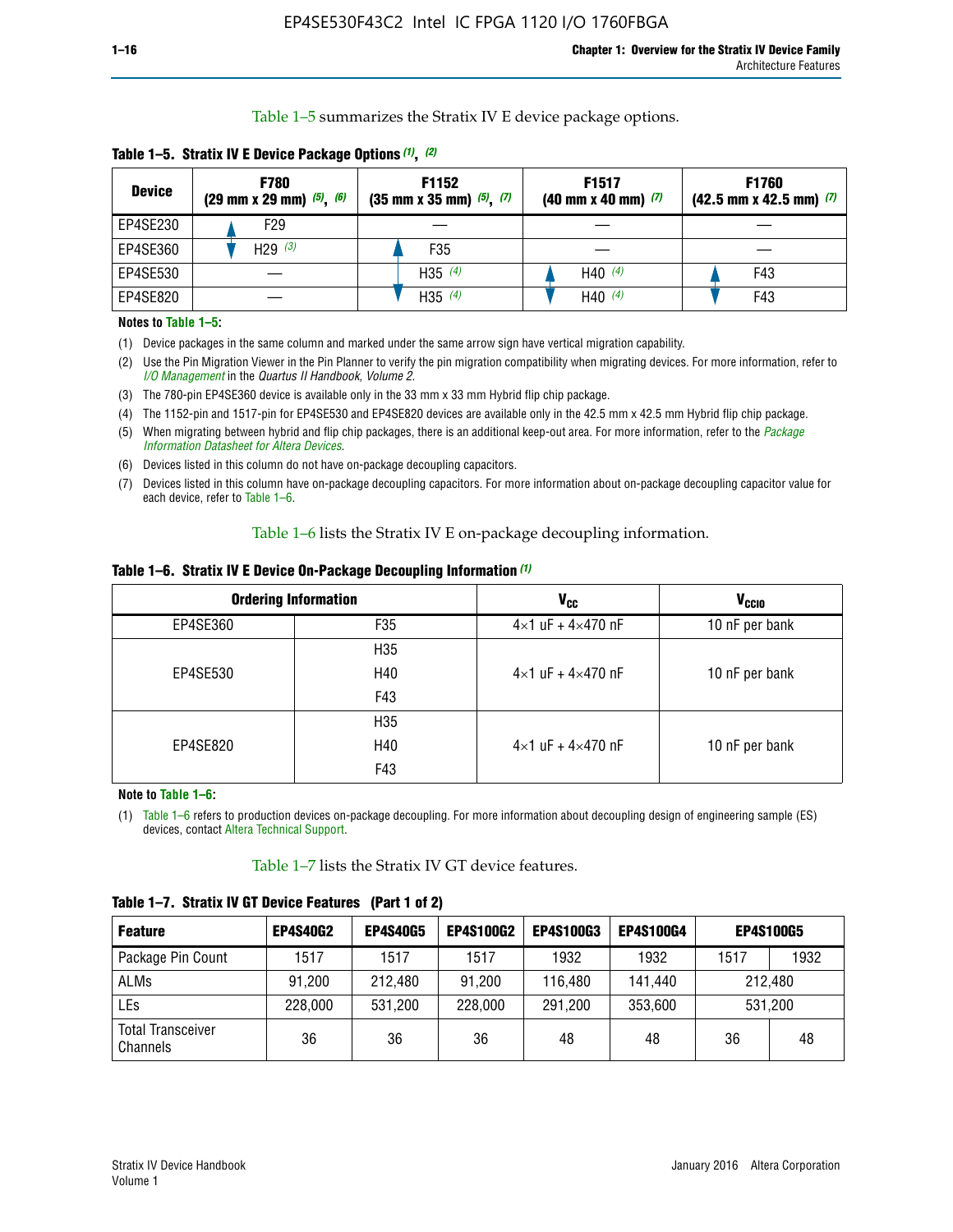Table 1–5 summarizes the Stratix IV E device package options.

**Table 1–5. Stratix IV E Device Package Options (1), (2)**

| Device | F780 (29 mm x 29 mm) (5), (6) | F1152 (35 mm x 35 mm) (5), (7) | F1517 (40 mm x 40 mm) (7) | F1760 (42.5 mm x 42.5 mm) (7) |
|---|---|---|---|---|
| EP4SE230 | F29 | — | — | — |
| EP4SE360 | H29 (3) | F35 | — | — |
| EP4SE530 | — | H35 (4) | H40 (4) | F43 |
| EP4SE820 | — | H35 (4) | H40 (4) | F43 |

**Notes to Table 1–5:**

(1) Device packages in the same column and marked under the same arrow sign have vertical migration capability.

(2) Use the Pin Migration Viewer in the Pin Planner to verify the pin migration compatibility when migrating devices. For more information, refer to *I/O Management* in the *Quartus II Handbook, Volume 2*.

(3) The 780-pin EP4SE360 device is available only in the 33 mm x 33 mm Hybrid flip chip package.

(4) The 1152-pin and 1517-pin for EP4SE530 and EP4SE820 devices are available only in the 42.5 mm x 42.5 mm Hybrid flip chip package.

(5) When migrating between hybrid and flip chip packages, there is an additional keep-out area. For more information, refer to the *Package Information Datasheet for Altera Devices*.

(6) Devices listed in this column do not have on-package decoupling capacitors.

(7) Devices listed in this column have on-package decoupling capacitors. For more information about on-package decoupling capacitor value for each device, refer to Table 1–6.

Table 1–6 lists the Stratix IV E on-package decoupling information.

**Table 1–6. Stratix IV E Device On-Package Decoupling Information (1)**

| Ordering Information | | $V_{CC}$ | $V_{CCIO}$ |
|---|---|---|---|
| EP4SE360 | F35 | 4×1 uF + 4×470 nF | 10 nF per bank |
| EP4SE530 | H35 | 4×1 uF + 4×470 nF | 10 nF per bank |
| | H40 | | |
| | F43 | | |
| EP4SE820 | H35 | 4×1 uF + 4×470 nF | 10 nF per bank |
| | H40 | | |
| | F43 | | |

**Note to Table 1–6:**

(1) Table 1–6 refers to production devices on-package decoupling. For more information about decoupling design of engineering sample (ES) devices, contact Altera Technical Support.

Table 1–7 lists the Stratix IV GT device features.

**Table 1–7. Stratix IV GT Device Features (Part 1 of 2)**

| Feature | EP4S40G2 | EP4S40G5 | EP4S100G2 | EP4S100G3 | EP4S100G4 | EP4S100G5 | |
|---|---|---|---|---|---|---|---|
| Package Pin Count | 1517 | 1517 | 1517 | 1932 | 1932 | 1517 | 1932 |
| ALMs | 91,200 | 212,480 | 91,200 | 116,480 | 141,440 | 212,480 | |
| LEs | 228,000 | 531,200 | 228,000 | 291,200 | 353,600 | 531,200 | |
| Total Transceiver Channels | 36 | 36 | 36 | 48 | 48 | 36 | 48 |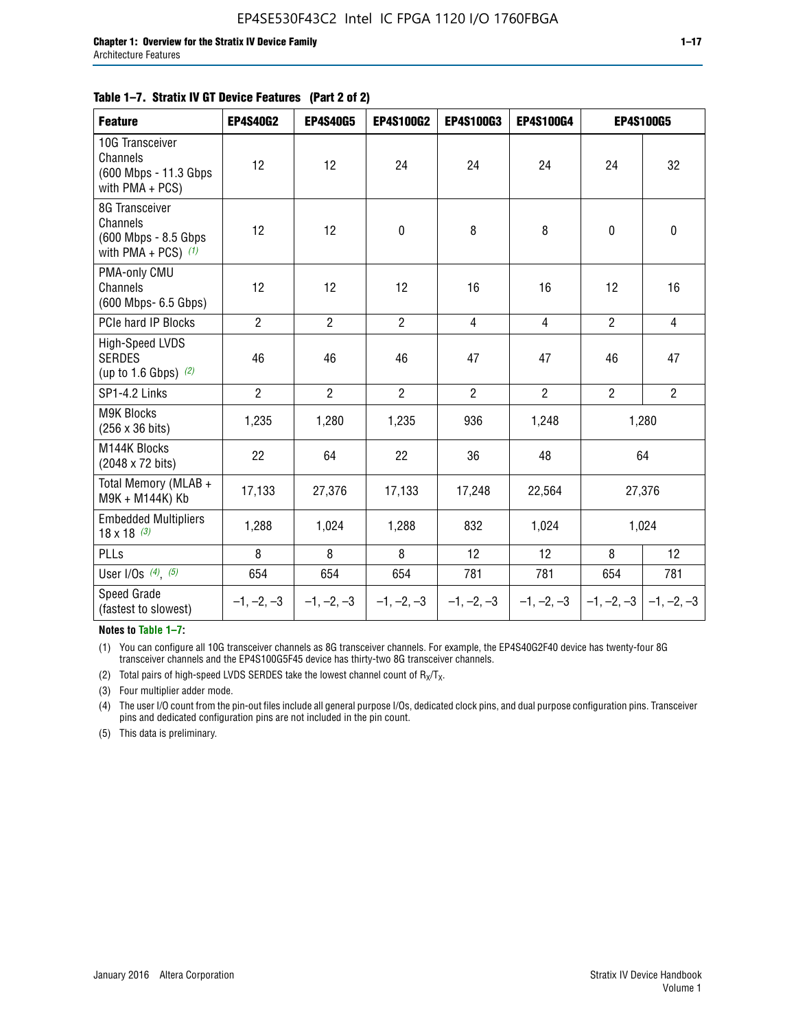**Table 1–7. Stratix IV GT Device Features (Part 2 of 2)**

| Feature | EP4S40G2 | EP4S40G5 | EP4S100G2 | EP4S100G3 | EP4S100G4 | EP4S100G5 | |
|---|---|---|---|---|---|---|---|
| 10G Transceiver Channels (600 Mbps - 11.3 Gbps with PMA + PCS) | 12 | 12 | 24 | 24 | 24 | 24 | 32 |
| 8G Transceiver Channels (600 Mbps - 8.5 Gbps with PMA + PCS) *(1)* | 12 | 12 | 0 | 8 | 8 | 0 | 0 |
| PMA-only CMU Channels (600 Mbps- 6.5 Gbps) | 12 | 12 | 12 | 16 | 16 | 12 | 16 |
| PCIe hard IP Blocks | 2 | 2 | 2 | 4 | 4 | 2 | 4 |
| High-Speed LVDS SERDES (up to 1.6 Gbps) *(2)* | 46 | 46 | 46 | 47 | 47 | 46 | 47 |
| SP1-4.2 Links | 2 | 2 | 2 | 2 | 2 | 2 | 2 |
| M9K Blocks (256 x 36 bits) | 1,235 | 1,280 | 1,235 | 936 | 1,248 | 1,280 | |
| M144K Blocks (2048 x 72 bits) | 22 | 64 | 22 | 36 | 48 | 64 | |
| Total Memory (MLAB + M9K + M144K) Kb | 17,133 | 27,376 | 17,133 | 17,248 | 22,564 | 27,376 | |
| Embedded Multipliers 18 x 18 *(3)* | 1,288 | 1,024 | 1,288 | 832 | 1,024 | 1,024 | |
| PLLs | 8 | 8 | 8 | 12 | 12 | 8 | 12 |
| User I/Os *(4)*, *(5)* | 654 | 654 | 654 | 781 | 781 | 654 | 781 |
| Speed Grade (fastest to slowest) | –1, –2, –3 | –1, –2, –3 | –1, –2, –3 | –1, –2, –3 | –1, –2, –3 | –1, –2, –3 | –1, –2, –3 |

**Notes to Table 1–7:**

(1) You can configure all 10G transceiver channels as 8G transceiver channels. For example, the EP4S40G2F40 device has twenty-four 8G transceiver channels and the EP4S100G5F45 device has thirty-two 8G transceiver channels.

(2) Total pairs of high-speed LVDS SERDES take the lowest channel count of $R_X/T_X$.

(3) Four multiplier adder mode.

(4) The user I/O count from the pin-out files include all general purpose I/Os, dedicated clock pins, and dual purpose configuration pins. Transceiver pins and dedicated configuration pins are not included in the pin count.

(5) This data is preliminary.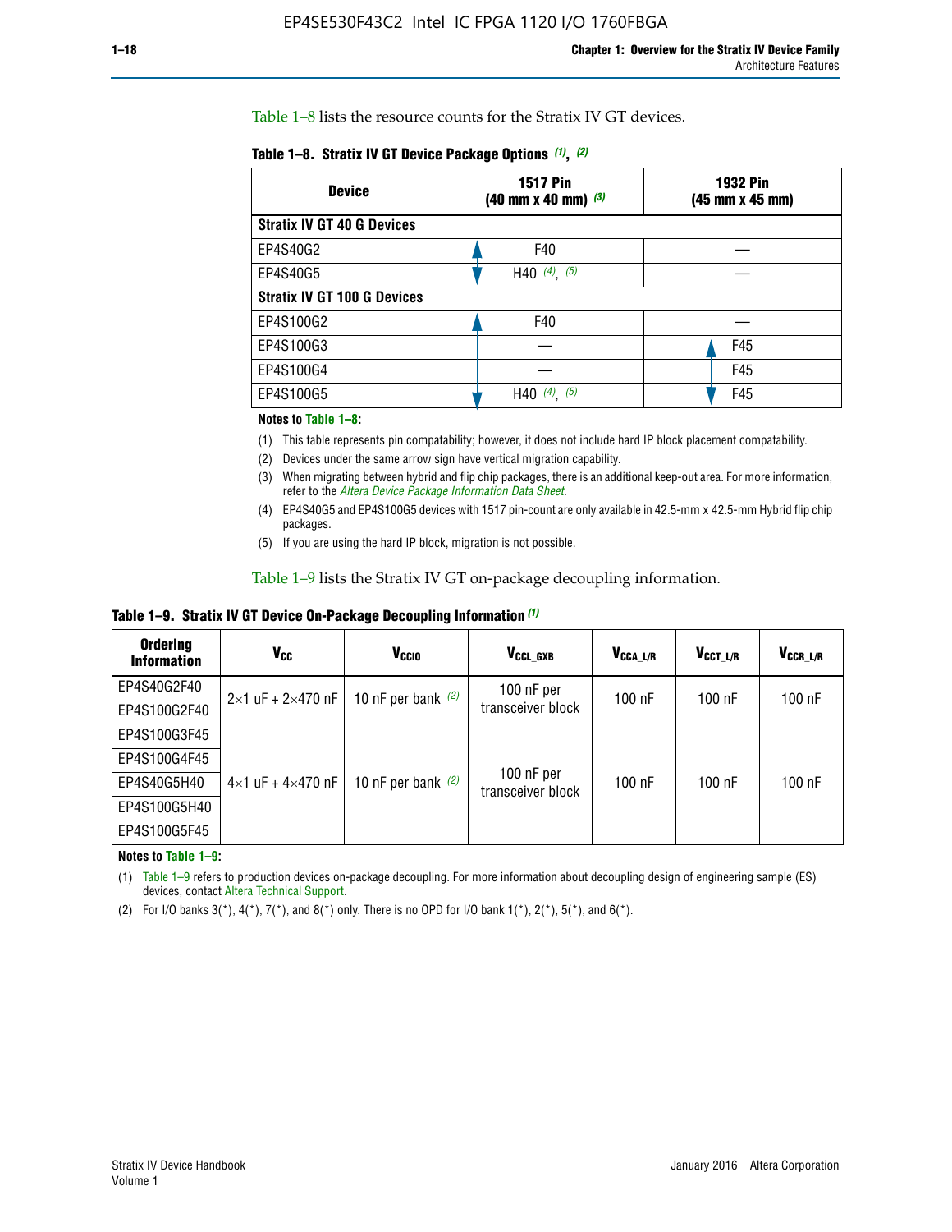Table 1–8 lists the resource counts for the Stratix IV GT devices.

**Table 1–8. Stratix IV GT Device Package Options (1), (2)**

| Device | 1517 Pin (40 mm x 40 mm) (3) | 1932 Pin (45 mm x 45 mm) |
|---|---|---|
| **Stratix IV GT 40 G Devices** | | |
| EP4S40G2 | F40 | — |
| EP4S40G5 | H40 (4), (5) | — |
| **Stratix IV GT 100 G Devices** | | |
| EP4S100G2 | F40 | — |
| EP4S100G3 | — | F45 |
| EP4S100G4 | — | F45 |
| EP4S100G5 | H40 (4), (5) | F45 |

**Notes to Table 1–8:**

(1) This table represents pin compatability; however, it does not include hard IP block placement compatability.

(2) Devices under the same arrow sign have vertical migration capability.

(3) When migrating between hybrid and flip chip packages, there is an additional keep-out area. For more information, refer to the *Altera Device Package Information Data Sheet*.

(4) EP4S40G5 and EP4S100G5 devices with 1517 pin-count are only available in 42.5-mm x 42.5-mm Hybrid flip chip packages.

(5) If you are using the hard IP block, migration is not possible.

Table 1–9 lists the Stratix IV GT on-package decoupling information.

**Table 1–9. Stratix IV GT Device On-Package Decoupling Information (1)**

| Ordering Information | $V_{CC}$ | $V_{CCIO}$ | $V_{CCL\_GXB}$ | $V_{CCA\_L/R}$ | $V_{CCT\_L/R}$ | $V_{CCR\_L/R}$ |
|---|---|---|---|---|---|---|
| EP4S40G2F40 | 2×1 uF + 2×470 nF | 10 nF per bank (2) | 100 nF per transceiver block | 100 nF | 100 nF | 100 nF |
| EP4S100G2F40 | | | | | | |
| EP4S100G3F45 | 4×1 uF + 4×470 nF | 10 nF per bank (2) | 100 nF per transceiver block | 100 nF | 100 nF | 100 nF |
| EP4S100G4F45 | | | | | | |
| EP4S40G5H40 | | | | | | |
| EP4S100G5H40 | | | | | | |
| EP4S100G5F45 | | | | | | |

**Notes to Table 1–9:**

(1) Table 1–9 refers to production devices on-package decoupling. For more information about decoupling design of engineering sample (ES) devices, contact Altera Technical Support.

(2) For I/O banks 3(*), 4(*), 7(*), and 8(*) only. There is no OPD for I/O bank 1(*), 2(*), 5(*), and 6(*).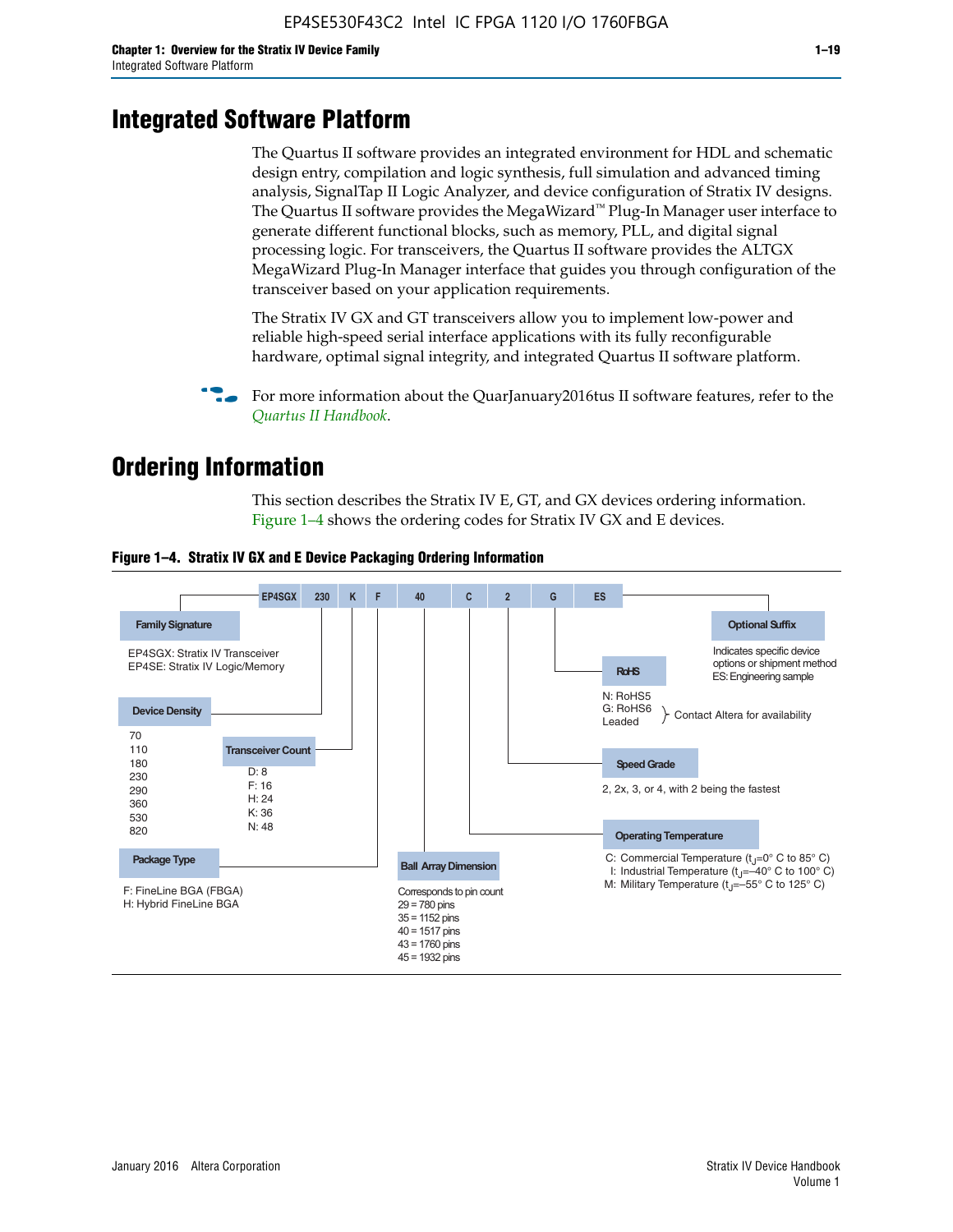# Integrated Software Platform

The Quartus II software provides an integrated environment for HDL and schematic design entry, compilation and logic synthesis, full simulation and advanced timing analysis, SignalTap II Logic Analyzer, and device configuration of Stratix IV designs. The Quartus II software provides the MegaWizard™ Plug-In Manager user interface to generate different functional blocks, such as memory, PLL, and digital signal processing logic. For transceivers, the Quartus II software provides the ALTGX MegaWizard Plug-In Manager interface that guides you through configuration of the transceiver based on your application requirements.

The Stratix IV GX and GT transceivers allow you to implement low-power and reliable high-speed serial interface applications with its fully reconfigurable hardware, optimal signal integrity, and integrated Quartus II software platform.

For more information about the QuarJanuary2016tus II software features, refer to the *Quartus II Handbook*.

# Ordering Information

This section describes the Stratix IV E, GT, and GX devices ordering information. Figure 1–4 shows the ordering codes for Stratix IV GX and E devices.

**Figure 1–4. Stratix IV GX and E Device Packaging Ordering Information**

EP4SGX | 230 | K | F | 40 | C | 2 | G | ES

**Family Signature**
- EP4SGX: Stratix IV Transceiver
- EP4SE: Stratix IV Logic/Memory

**Device Density**
70, 110, 180, 230, 290, 360, 530, 820

**Transceiver Count**
- D: 8
- F: 16
- H: 24
- K: 36
- N: 48

**Package Type**
- F: FineLine BGA (FBGA)
- H: Hybrid FineLine BGA

**Ball Array Dimension**
Corresponds to pin count
- 29 = 780 pins
- 35 = 1152 pins
- 40 = 1517 pins
- 43 = 1760 pins
- 45 = 1932 pins

**Operating Temperature**
- C: Commercial Temperature ($t_J$=0° C to 85° C)
- I: Industrial Temperature ($t_J$=–40° C to 100° C)
- M: Military Temperature ($t_J$=–55° C to 125° C)

**Speed Grade**
2, 2x, 3, or 4, with 2 being the fastest

**RoHS**
- N: RoHS5
- G: RoHS6
- Leaded

(RoHS5 and Leaded: Contact Altera for availability)

**Optional Suffix**
Indicates specific device options or shipment method
ES: Engineering sample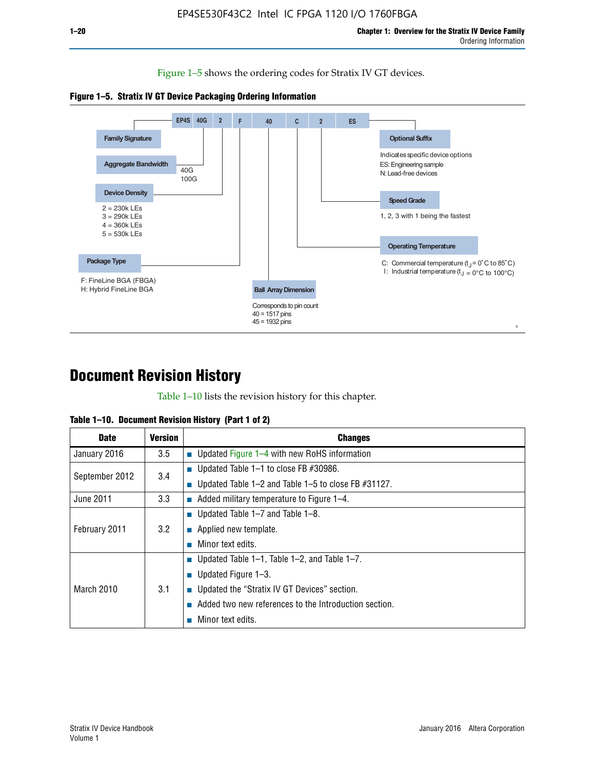Figure 1–5 shows the ordering codes for Stratix IV GT devices.

**Figure 1–5. Stratix IV GT Device Packaging Ordering Information**

EP4S 40G 2 F 40 C 2 ES

- **Family Signature**
- **Aggregate Bandwidth**
  - 40G
  - 100G
- **Device Density**
  - 2 = 230k LEs
  - 3 = 290k LEs
  - 4 = 360k LEs
  - 5 = 530k LEs
- **Package Type**
  - F: FineLine BGA (FBGA)
  - H: Hybrid FineLine BGA
- **Ball Array Dimension**
  - Corresponds to pin count
  - 40 = 1517 pins
  - 45 = 1932 pins
- **Operating Temperature**
  - C: Commercial temperature ($t_J$ = 0˚C to 85˚C)
  - I: Industrial temperature ($t_J$ = 0°C to 100°C)
- **Speed Grade**
  - 1, 2, 3 with 1 being the fastest
- **Optional Suffix**
  - Indicates specific device options
  - ES: Engineering sample
  - N: Lead-free devices

# Document Revision History

Table 1–10 lists the revision history for this chapter.

**Table 1–10. Document Revision History (Part 1 of 2)**

| Date | Version | Changes |
|---|---|---|
| January 2016 | 3.5 | ■ Updated Figure 1–4 with new RoHS information |
| September 2012 | 3.4 | ■ Updated Table 1–1 to close FB #30986.<br>■ Updated Table 1–2 and Table 1–5 to close FB #31127. |
| June 2011 | 3.3 | ■ Added military temperature to Figure 1–4. |
| February 2011 | 3.2 | ■ Updated Table 1–7 and Table 1–8.<br>■ Applied new template.<br>■ Minor text edits. |
| March 2010 | 3.1 | ■ Updated Table 1–1, Table 1–2, and Table 1–7.<br>■ Updated Figure 1–3.<br>■ Updated the "Stratix IV GT Devices" section.<br>■ Added two new references to the Introduction section.<br>■ Minor text edits. |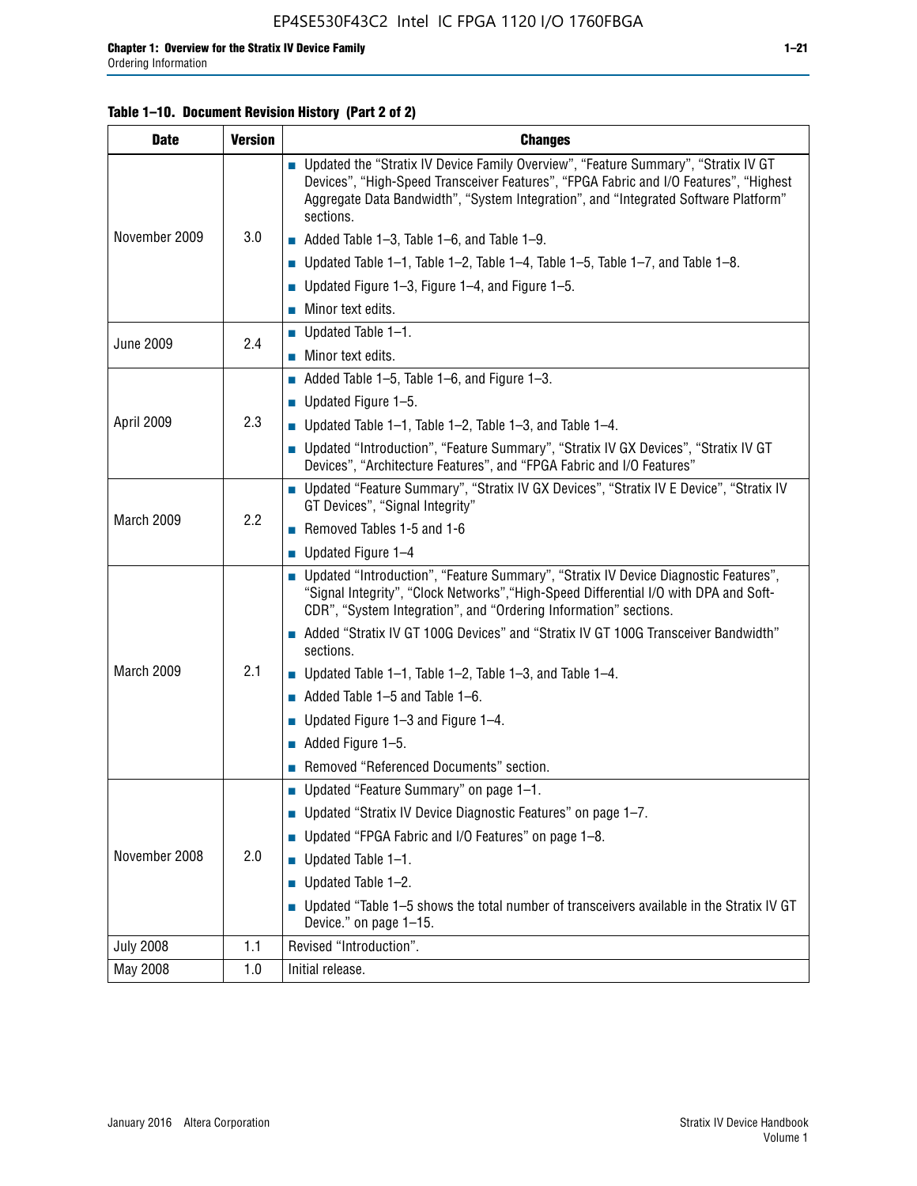**Table 1–10. Document Revision History (Part 2 of 2)**

| Date | Version | Changes |
|---|---|---|
| November 2009 | 3.0 | ■ Updated the “Stratix IV Device Family Overview”, “Feature Summary”, “Stratix IV GT Devices”, “High-Speed Transceiver Features”, “FPGA Fabric and I/O Features”, “Highest Aggregate Data Bandwidth”, “System Integration”, and “Integrated Software Platform” sections.<br>■ Added Table 1–3, Table 1–6, and Table 1–9.<br>■ Updated Table 1–1, Table 1–2, Table 1–4, Table 1–5, Table 1–7, and Table 1–8.<br>■ Updated Figure 1–3, Figure 1–4, and Figure 1–5.<br>■ Minor text edits. |
| June 2009 | 2.4 | ■ Updated Table 1–1.<br>■ Minor text edits. |
| April 2009 | 2.3 | ■ Added Table 1–5, Table 1–6, and Figure 1–3.<br>■ Updated Figure 1–5.<br>■ Updated Table 1–1, Table 1–2, Table 1–3, and Table 1–4.<br>■ Updated “Introduction”, “Feature Summary”, “Stratix IV GX Devices”, “Stratix IV GT Devices”, “Architecture Features”, and “FPGA Fabric and I/O Features” |
| March 2009 | 2.2 | ■ Updated “Feature Summary”, “Stratix IV GX Devices”, “Stratix IV E Device”, “Stratix IV GT Devices”, “Signal Integrity”<br>■ Removed Tables 1-5 and 1-6<br>■ Updated Figure 1–4 |
| March 2009 | 2.1 | ■ Updated “Introduction”, “Feature Summary”, “Stratix IV Device Diagnostic Features”, “Signal Integrity”, “Clock Networks”,“High-Speed Differential I/O with DPA and Soft-CDR”, “System Integration”, and “Ordering Information” sections.<br>■ Added “Stratix IV GT 100G Devices” and “Stratix IV GT 100G Transceiver Bandwidth” sections.<br>■ Updated Table 1–1, Table 1–2, Table 1–3, and Table 1–4.<br>■ Added Table 1–5 and Table 1–6.<br>■ Updated Figure 1–3 and Figure 1–4.<br>■ Added Figure 1–5.<br>■ Removed “Referenced Documents” section. |
| November 2008 | 2.0 | ■ Updated “Feature Summary” on page 1–1.<br>■ Updated “Stratix IV Device Diagnostic Features” on page 1–7.<br>■ Updated “FPGA Fabric and I/O Features” on page 1–8.<br>■ Updated Table 1–1.<br>■ Updated Table 1–2.<br>■ Updated “Table 1–5 shows the total number of transceivers available in the Stratix IV GT Device.” on page 1–15. |
| July 2008 | 1.1 | Revised “Introduction”. |
| May 2008 | 1.0 | Initial release. |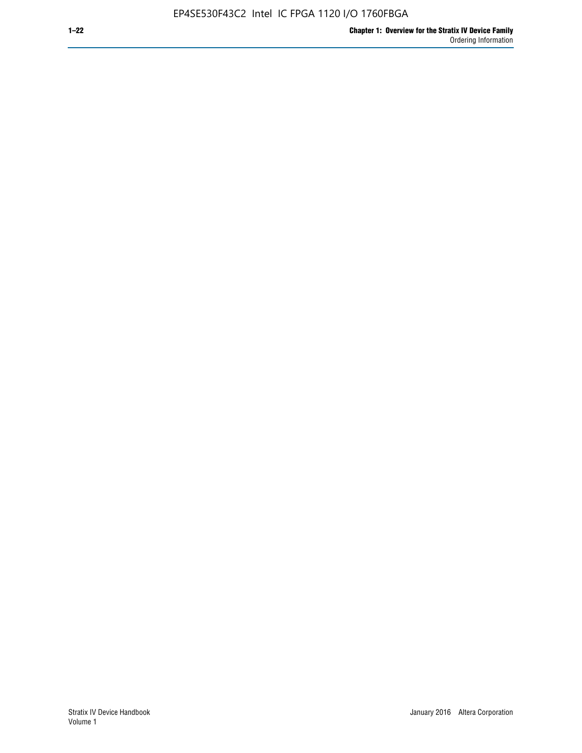EP4SE530F43C2 Intel IC FPGA 1120 I/O 1760FBGA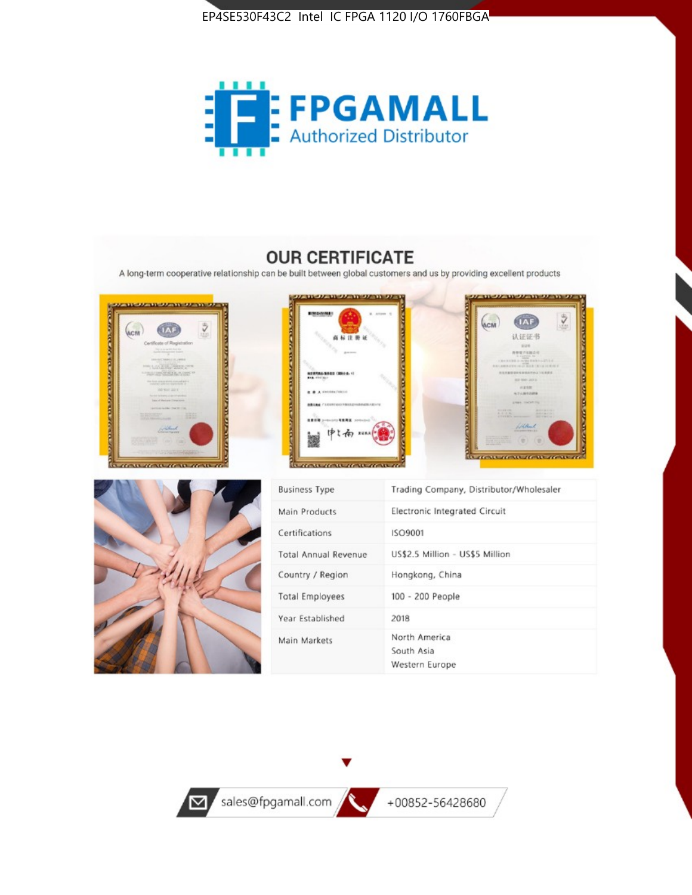FPGAMALL

Authorized Distributor

## OUR CERTIFICATE

A long-term cooperative relationship can be built between global customers and us by providing excellent products

| | |
|---|---|
| Business Type | Trading Company, Distributor/Wholesaler |
| Main Products | Electronic Integrated Circuit |
| Certifications | ISO9001 |
| Total Annual Revenue | US$2.5 Million - US$5 Million |
| Country / Region | Hongkong, China |
| Total Employees | 100 - 200 People |
| Year Established | 2018 |
| Main Markets | North America<br>South Asia<br>Western Europe |

sales@fpgamall.com

+00852-56428680